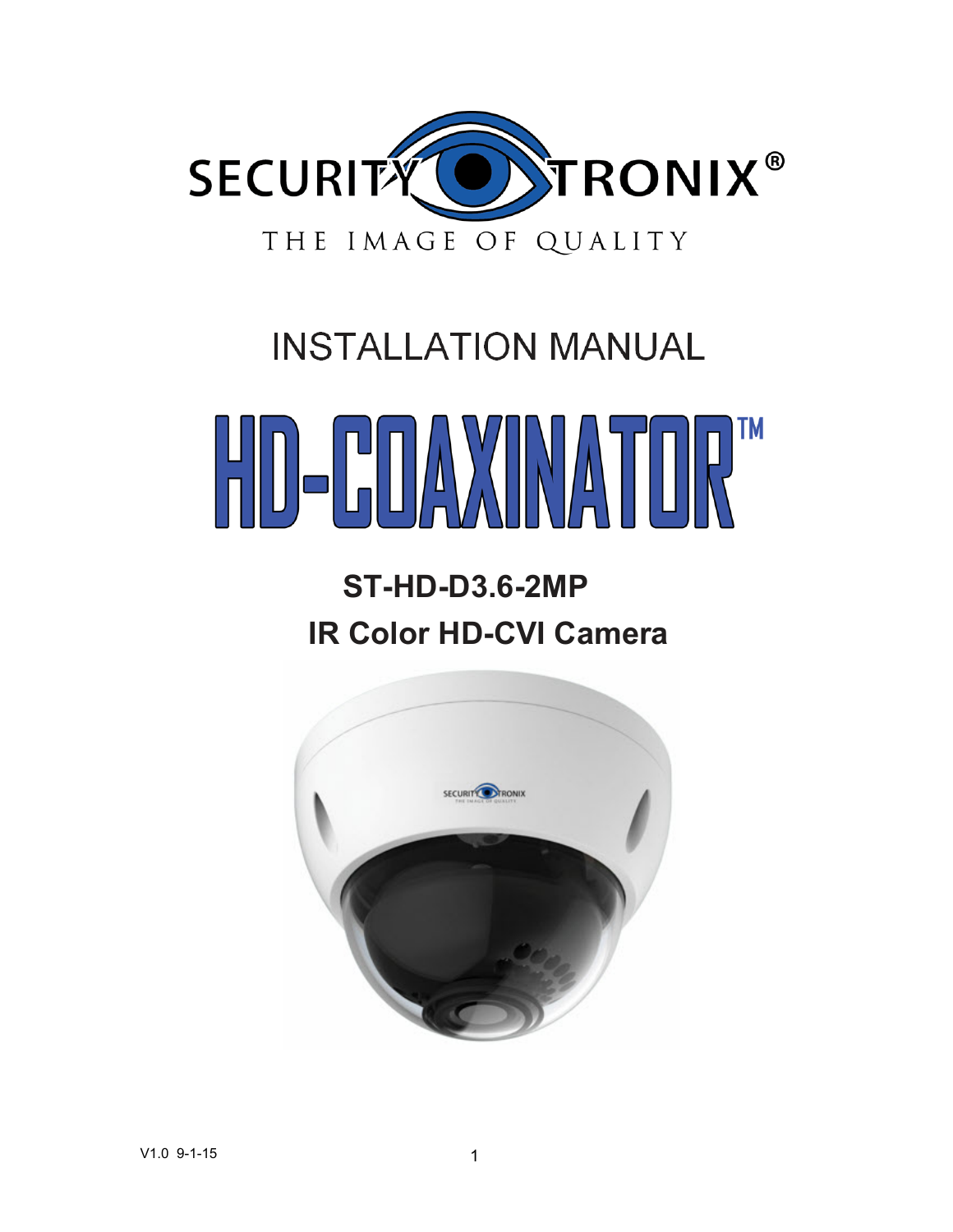SECURITY TRONIX®

THE IMAGE OF QUALITY

# INSTALLATION MANUAL

# HD-COAXINATOR™

## ST-HD-D3.6-2MP

## IR Color HD-CVI Camera

V1.0 9-1-15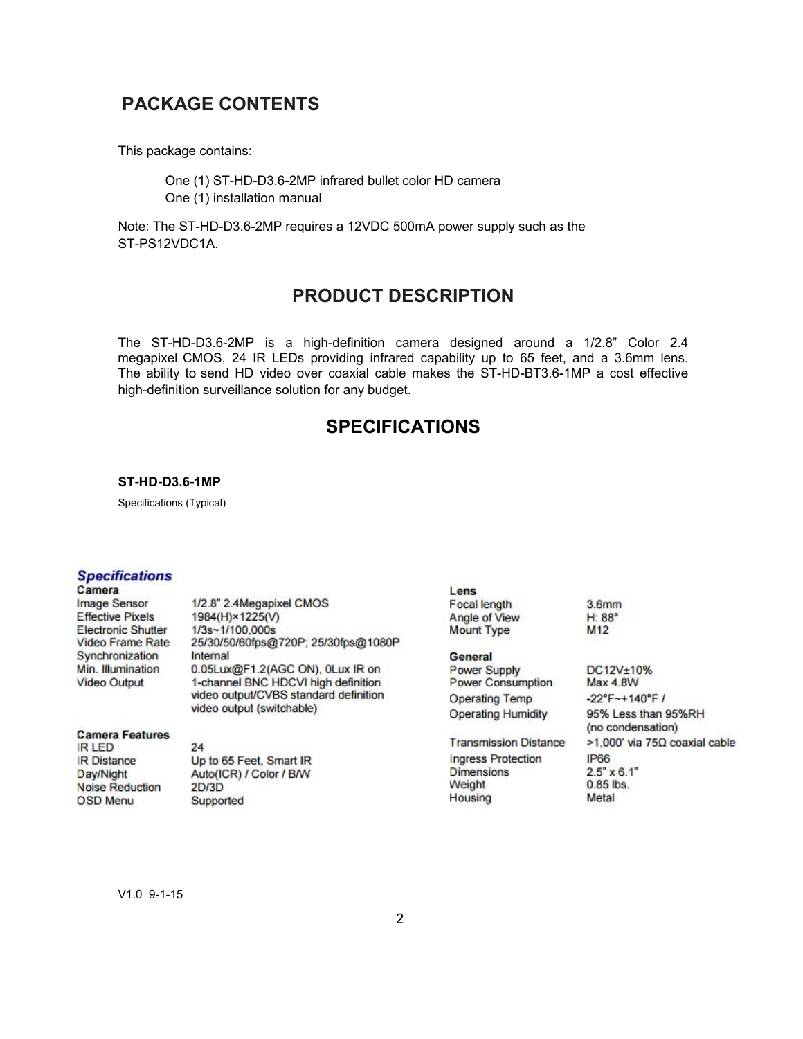## PACKAGE CONTENTS

This package contains:

One (1) ST-HD-D3.6-2MP infrared bullet color HD camera
One (1) installation manual

Note: The ST-HD-D3.6-2MP requires a 12VDC 500mA power supply such as the ST-PS12VDC1A.

## PRODUCT DESCRIPTION

The ST-HD-D3.6-2MP is a high-definition camera designed around a 1/2.8" Color 2.4 megapixel CMOS, 24 IR LEDs providing infrared capability up to 65 feet, and a 3.6mm lens. The ability to send HD video over coaxial cable makes the ST-HD-BT3.6-1MP a cost effective high-definition surveillance solution for any budget.

## SPECIFICATIONS

**ST-HD-D3.6-1MP**

Specifications (Typical)

### *Specifications*

**Camera**

| | |
|---|---|
| Image Sensor | 1/2.8" 2.4Megapixel CMOS |
| Effective Pixels | 1984(H)×1225(V) |
| Electronic Shutter | 1/3s~1/100,000s |
| Video Frame Rate | 25/30/50/60fps@720P; 25/30fps@1080P |
| Synchronization | Internal |
| Min. Illumination | 0.05Lux@F1.2(AGC ON), 0Lux IR on |
| Video Output | 1-channel BNC HDCVI high definition video output/CVBS standard definition video output (switchable) |

**Camera Features**

| | |
|---|---|
| IR LED | 24 |
| IR Distance | Up to 65 Feet, Smart IR |
| Day/Night | Auto(ICR) / Color / B/W |
| Noise Reduction | 2D/3D |
| OSD Menu | Supported |

**Lens**

| | |
|---|---|
| Focal length | 3.6mm |
| Angle of View | H: 88° |
| Mount Type | M12 |

**General**

| | |
|---|---|
| Power Supply | DC12V±10% |
| Power Consumption | Max 4.8W |
| Operating Temp | -22°F~+140°F / |
| Operating Humidity | 95% Less than 95%RH (no condensation) |
| Transmission Distance | >1,000' via 75Ω coaxial cable |
| Ingress Protection | IP66 |
| Dimensions | 2.5" x 6.1" |
| Weight | 0.85 lbs. |
| Housing | Metal |

V1.0 9-1-15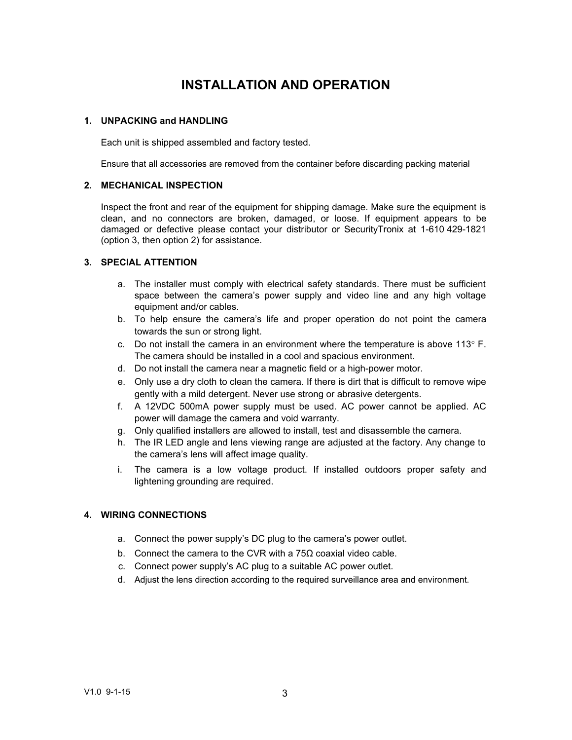# INSTALLATION AND OPERATION

## 1. UNPACKING and HANDLING

Each unit is shipped assembled and factory tested.

Ensure that all accessories are removed from the container before discarding packing material

## 2. MECHANICAL INSPECTION

Inspect the front and rear of the equipment for shipping damage. Make sure the equipment is clean, and no connectors are broken, damaged, or loose. If equipment appears to be damaged or defective please contact your distributor or SecurityTronix at 1-610 429-1821 (option 3, then option 2) for assistance.

## 3. SPECIAL ATTENTION

a. The installer must comply with electrical safety standards. There must be sufficient space between the camera's power supply and video line and any high voltage equipment and/or cables.

b. To help ensure the camera's life and proper operation do not point the camera towards the sun or strong light.

c. Do not install the camera in an environment where the temperature is above 113° F. The camera should be installed in a cool and spacious environment.

d. Do not install the camera near a magnetic field or a high-power motor.

e. Only use a dry cloth to clean the camera. If there is dirt that is difficult to remove wipe gently with a mild detergent. Never use strong or abrasive detergents.

f. A 12VDC 500mA power supply must be used. AC power cannot be applied. AC power will damage the camera and void warranty.

g. Only qualified installers are allowed to install, test and disassemble the camera.

h. The IR LED angle and lens viewing range are adjusted at the factory. Any change to the camera's lens will affect image quality.

i. The camera is a low voltage product. If installed outdoors proper safety and lightening grounding are required.

## 4. WIRING CONNECTIONS

a. Connect the power supply's DC plug to the camera's power outlet.

b. Connect the camera to the CVR with a 75Ω coaxial video cable.

c. Connect power supply's AC plug to a suitable AC power outlet.

d. Adjust the lens direction according to the required surveillance area and environment.

V1.0 9-1-15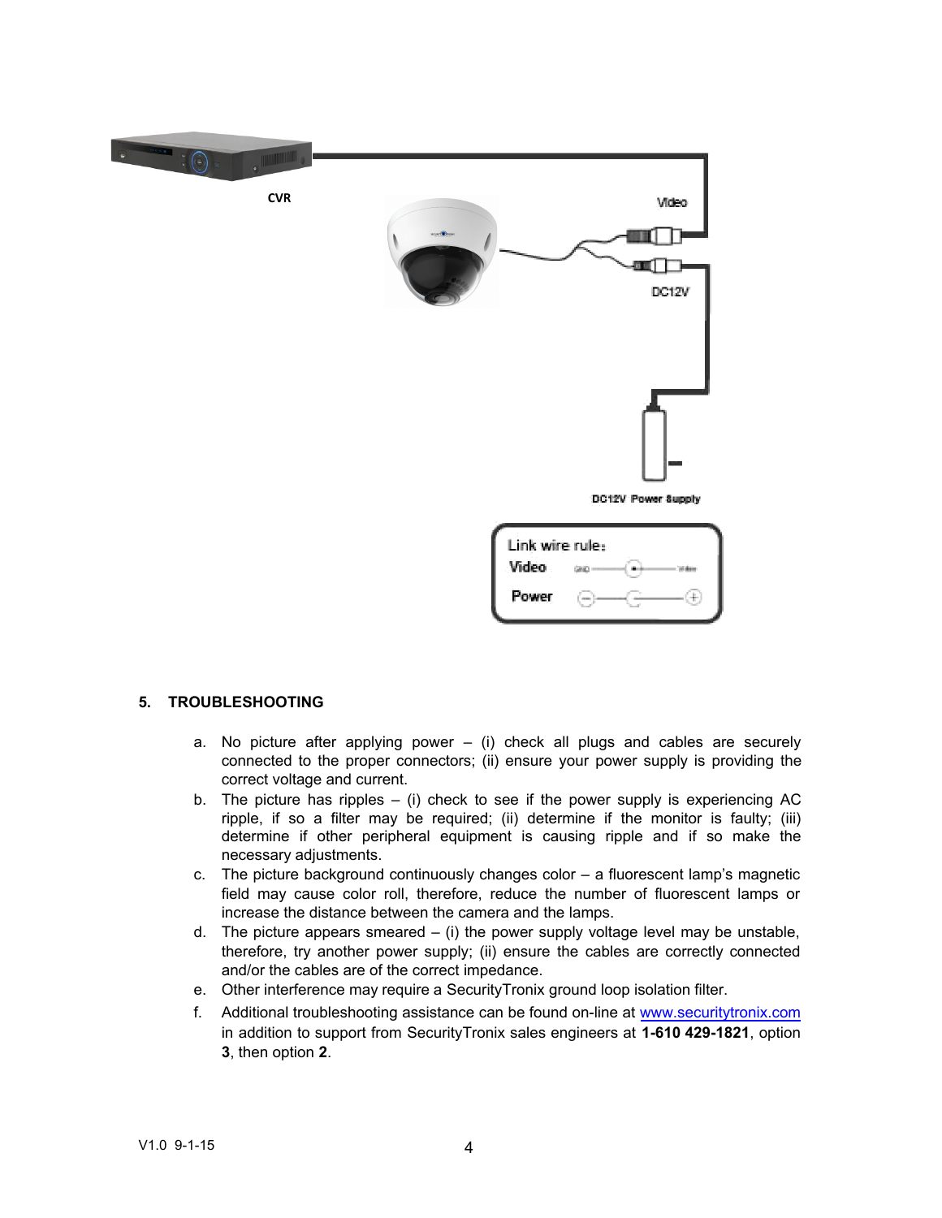CVR

Video

DC12V

DC12V Power Supply

Link wire rule:

Video

Power

## 5. TROUBLESHOOTING

a. No picture after applying power – (i) check all plugs and cables are securely connected to the proper connectors; (ii) ensure your power supply is providing the correct voltage and current.

b. The picture has ripples – (i) check to see if the power supply is experiencing AC ripple, if so a filter may be required; (ii) determine if the monitor is faulty; (iii) determine if other peripheral equipment is causing ripple and if so make the necessary adjustments.

c. The picture background continuously changes color – a fluorescent lamp's magnetic field may cause color roll, therefore, reduce the number of fluorescent lamps or increase the distance between the camera and the lamps.

d. The picture appears smeared – (i) the power supply voltage level may be unstable, therefore, try another power supply; (ii) ensure the cables are correctly connected and/or the cables are of the correct impedance.

e. Other interference may require a SecurityTronix ground loop isolation filter.

f. Additional troubleshooting assistance can be found on-line at www.securitytronix.com in addition to support from SecurityTronix sales engineers at **1-610 429-1821**, option **3**, then option **2**.

V1.0 9-1-15